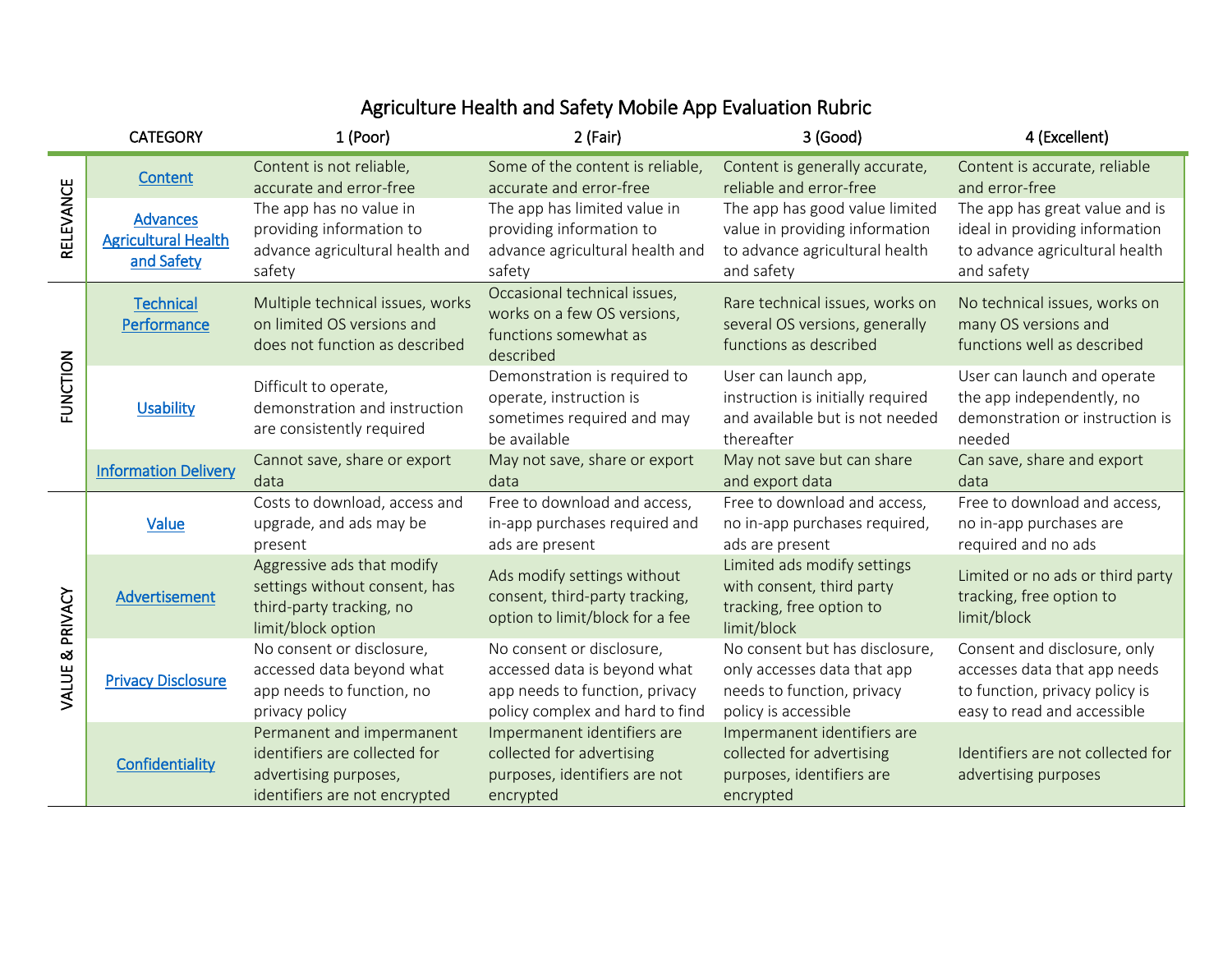# Agriculture Health and Safety Mobile App Evaluation Rubric

| | CATEGORY | 1 (Poor) | 2 (Fair) | 3 (Good) | 4 (Excellent) |
|---|---|---|---|---|---|
| RELEVANCE | Content | Content is not reliable, accurate and error-free | Some of the content is reliable, accurate and error-free | Content is generally accurate, reliable and error-free | Content is accurate, reliable and error-free |
| | Advances Agricultural Health and Safety | The app has no value in providing information to advance agricultural health and safety | The app has limited value in providing information to advance agricultural health and safety | The app has good value limited value in providing information to advance agricultural health and safety | The app has great value and is ideal in providing information to advance agricultural health and safety |
| FUNCTION | Technical Performance | Multiple technical issues, works on limited OS versions and does not function as described | Occasional technical issues, works on a few OS versions, functions somewhat as described | Rare technical issues, works on several OS versions, generally functions as described | No technical issues, works on many OS versions and functions well as described |
| | Usability | Difficult to operate, demonstration and instruction are consistently required | Demonstration is required to operate, instruction is sometimes required and may be available | User can launch app, instruction is initially required and available but is not needed thereafter | User can launch and operate the app independently, no demonstration or instruction is needed |
| | Information Delivery | Cannot save, share or export data | May not save, share or export data | May not save but can share and export data | Can save, share and export data |
| VALUE & PRIVACY | Value | Costs to download, access and upgrade, and ads may be present | Free to download and access, in-app purchases required and ads are present | Free to download and access, no in-app purchases required, ads are present | Free to download and access, no in-app purchases are required and no ads |
| | Advertisement | Aggressive ads that modify settings without consent, has third-party tracking, no limit/block option | Ads modify settings without consent, third-party tracking, option to limit/block for a fee | Limited ads modify settings with consent, third party tracking, free option to limit/block | Limited or no ads or third party tracking, free option to limit/block |
| | Privacy Disclosure | No consent or disclosure, accessed data beyond what app needs to function, no privacy policy | No consent or disclosure, accessed data is beyond what app needs to function, privacy policy complex and hard to find | No consent but has disclosure, only accesses data that app needs to function, privacy policy is accessible | Consent and disclosure, only accesses data that app needs to function, privacy policy is easy to read and accessible |
| | Confidentiality | Permanent and impermanent identifiers are collected for advertising purposes, identifiers are not encrypted | Impermanent identifiers are collected for advertising purposes, identifiers are not encrypted | Impermanent identifiers are collected for advertising purposes, identifiers are encrypted | Identifiers are not collected for advertising purposes |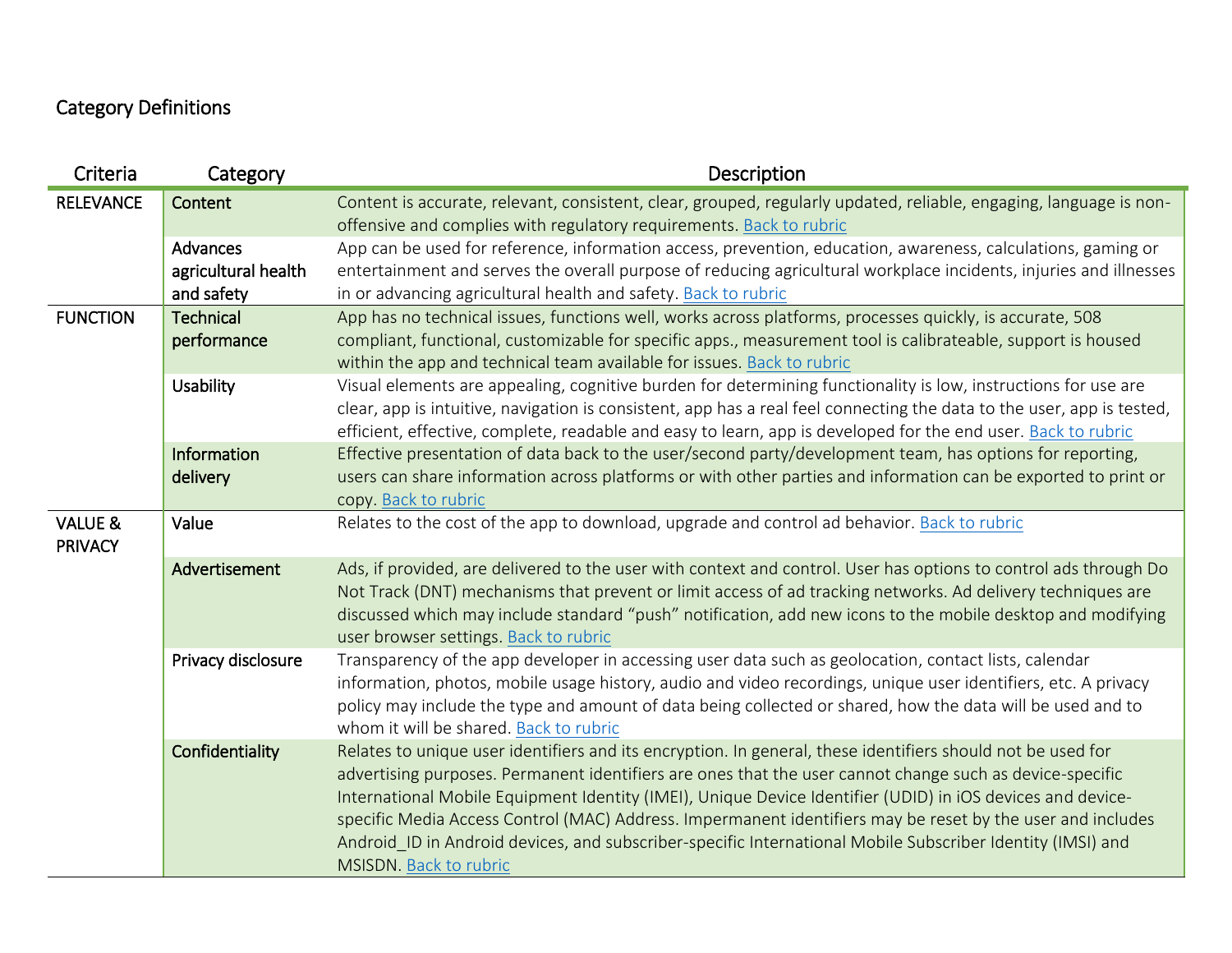## Category Definitions

| Criteria | Category | Description |
|---|---|---|
| RELEVANCE | **Content** | Content is accurate, relevant, consistent, clear, grouped, regularly updated, reliable, engaging, language is non-offensive and complies with regulatory requirements. Back to rubric |
| | **Advances agricultural health and safety** | App can be used for reference, information access, prevention, education, awareness, calculations, gaming or entertainment and serves the overall purpose of reducing agricultural workplace incidents, injuries and illnesses in or advancing agricultural health and safety. Back to rubric |
| FUNCTION | **Technical performance** | App has no technical issues, functions well, works across platforms, processes quickly, is accurate, 508 compliant, functional, customizable for specific apps., measurement tool is calibrateable, support is housed within the app and technical team available for issues. Back to rubric |
| | **Usability** | Visual elements are appealing, cognitive burden for determining functionality is low, instructions for use are clear, app is intuitive, navigation is consistent, app has a real feel connecting the data to the user, app is tested, efficient, effective, complete, readable and easy to learn, app is developed for the end user. Back to rubric |
| | **Information delivery** | Effective presentation of data back to the user/second party/development team, has options for reporting, users can share information across platforms or with other parties and information can be exported to print or copy. Back to rubric |
| VALUE & PRIVACY | **Value** | Relates to the cost of the app to download, upgrade and control ad behavior. Back to rubric |
| | **Advertisement** | Ads, if provided, are delivered to the user with context and control. User has options to control ads through Do Not Track (DNT) mechanisms that prevent or limit access of ad tracking networks. Ad delivery techniques are discussed which may include standard "push" notification, add new icons to the mobile desktop and modifying user browser settings. Back to rubric |
| | **Privacy disclosure** | Transparency of the app developer in accessing user data such as geolocation, contact lists, calendar information, photos, mobile usage history, audio and video recordings, unique user identifiers, etc. A privacy policy may include the type and amount of data being collected or shared, how the data will be used and to whom it will be shared. Back to rubric |
| | **Confidentiality** | Relates to unique user identifiers and its encryption. In general, these identifiers should not be used for advertising purposes. Permanent identifiers are ones that the user cannot change such as device-specific International Mobile Equipment Identity (IMEI), Unique Device Identifier (UDID) in iOS devices and device-specific Media Access Control (MAC) Address. Impermanent identifiers may be reset by the user and includes Android_ID in Android devices, and subscriber-specific International Mobile Subscriber Identity (IMSI) and MSISDN. Back to rubric |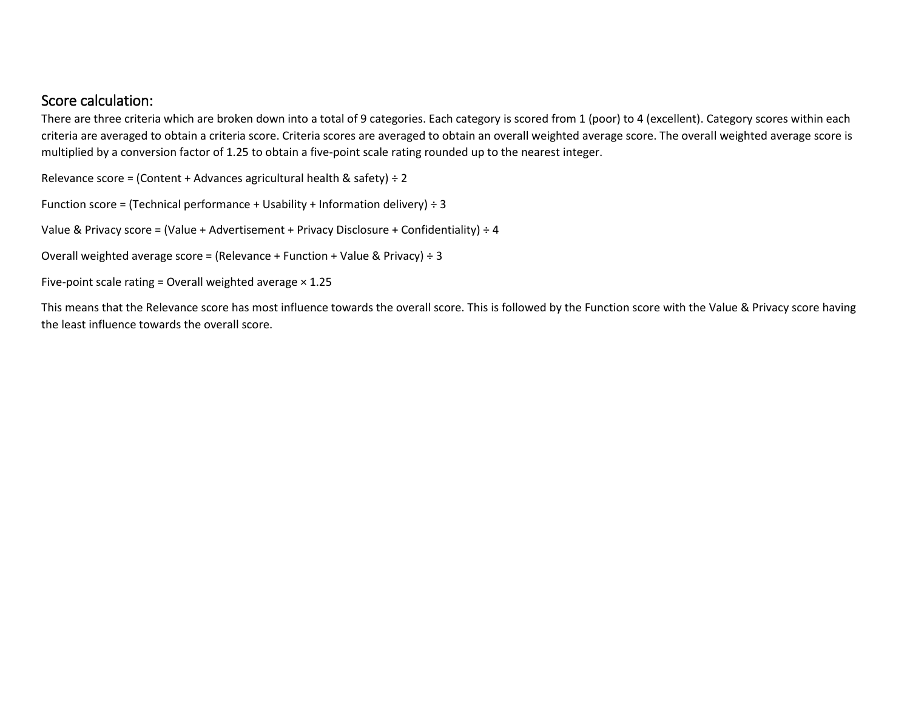## Score calculation:

There are three criteria which are broken down into a total of 9 categories. Each category is scored from 1 (poor) to 4 (excellent). Category scores within each criteria are averaged to obtain a criteria score. Criteria scores are averaged to obtain an overall weighted average score. The overall weighted average score is multiplied by a conversion factor of 1.25 to obtain a five-point scale rating rounded up to the nearest integer.

Relevance score = (Content + Advances agricultural health & safety) ÷ 2

Function score = (Technical performance + Usability + Information delivery) ÷ 3

Value & Privacy score = (Value + Advertisement + Privacy Disclosure + Confidentiality) ÷ 4

Overall weighted average score = (Relevance + Function + Value & Privacy) ÷ 3

Five-point scale rating = Overall weighted average × 1.25

This means that the Relevance score has most influence towards the overall score. This is followed by the Function score with the Value & Privacy score having the least influence towards the overall score.